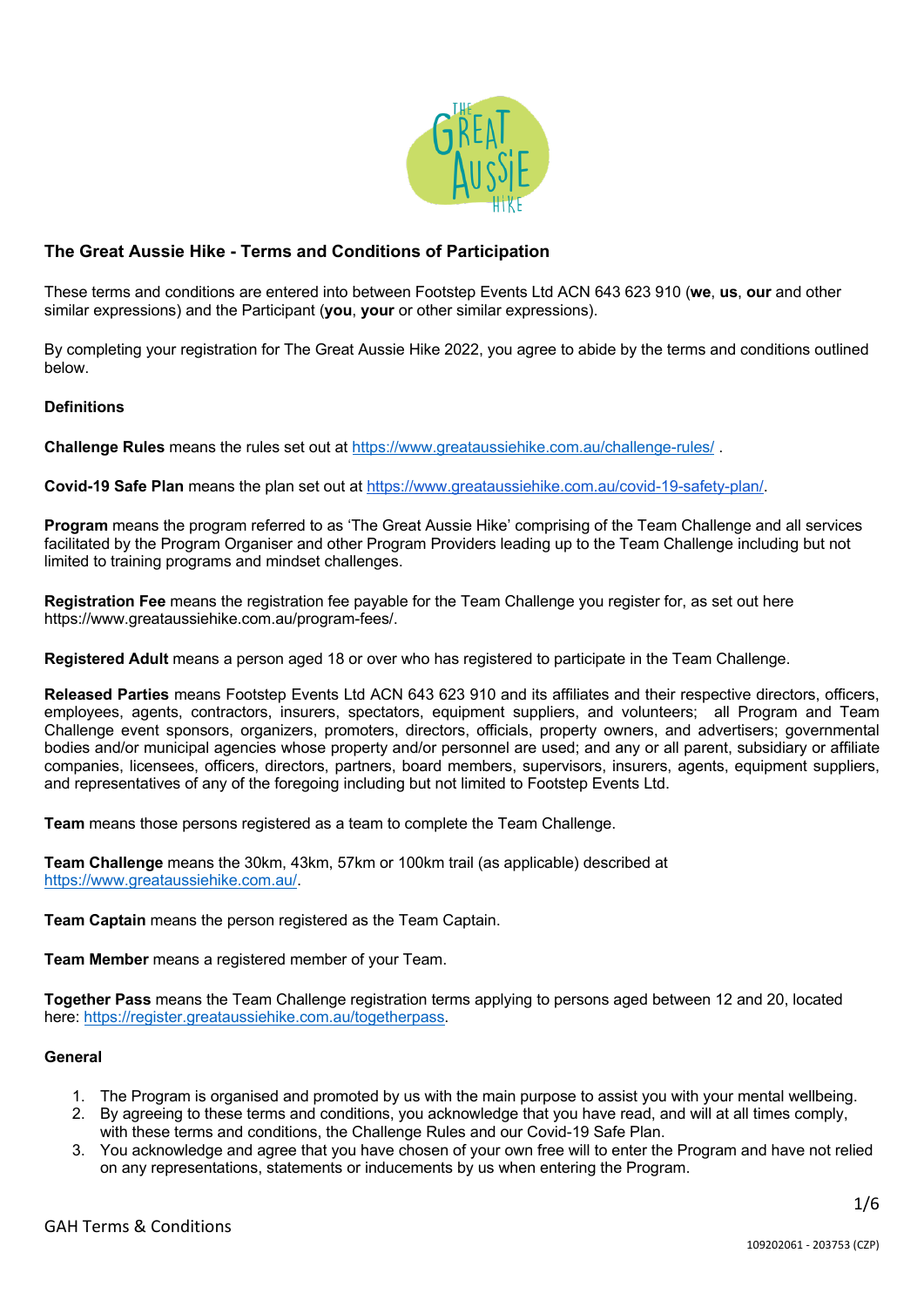## The Great Aussie Hike - Terms and Conditions of Participation

These terms and conditions are entered into between Footstep Events Ltd ACN 643 623 910 (**we**, **us**, **our** and other similar expressions) and the Participant (**you**, **your** or other similar expressions).

By completing your registration for The Great Aussie Hike 2022, you agree to abide by the terms and conditions outlined below.

### Definitions

**Challenge Rules** means the rules set out at https://www.greataussiehike.com.au/challenge-rules/ .

**Covid-19 Safe Plan** means the plan set out at https://www.greataussiehike.com.au/covid-19-safety-plan/.

**Program** means the program referred to as 'The Great Aussie Hike' comprising of the Team Challenge and all services facilitated by the Program Organiser and other Program Providers leading up to the Team Challenge including but not limited to training programs and mindset challenges.

**Registration Fee** means the registration fee payable for the Team Challenge you register for, as set out here https://www.greataussiehike.com.au/program-fees/.

**Registered Adult** means a person aged 18 or over who has registered to participate in the Team Challenge.

**Released Parties** means Footstep Events Ltd ACN 643 623 910 and its affiliates and their respective directors, officers, employees, agents, contractors, insurers, spectators, equipment suppliers, and volunteers; all Program and Team Challenge event sponsors, organizers, promoters, directors, officials, property owners, and advertisers; governmental bodies and/or municipal agencies whose property and/or personnel are used; and any or all parent, subsidiary or affiliate companies, licensees, officers, directors, partners, board members, supervisors, insurers, agents, equipment suppliers, and representatives of any of the foregoing including but not limited to Footstep Events Ltd.

**Team** means those persons registered as a team to complete the Team Challenge.

**Team Challenge** means the 30km, 43km, 57km or 100km trail (as applicable) described at https://www.greataussiehike.com.au/.

**Team Captain** means the person registered as the Team Captain.

**Team Member** means a registered member of your Team.

**Together Pass** means the Team Challenge registration terms applying to persons aged between 12 and 20, located here: https://register.greataussiehike.com.au/togetherpass.

### General

1. The Program is organised and promoted by us with the main purpose to assist you with your mental wellbeing.
2. By agreeing to these terms and conditions, you acknowledge that you have read, and will at all times comply, with these terms and conditions, the Challenge Rules and our Covid-19 Safe Plan.
3. You acknowledge and agree that you have chosen of your own free will to enter the Program and have not relied on any representations, statements or inducements by us when entering the Program.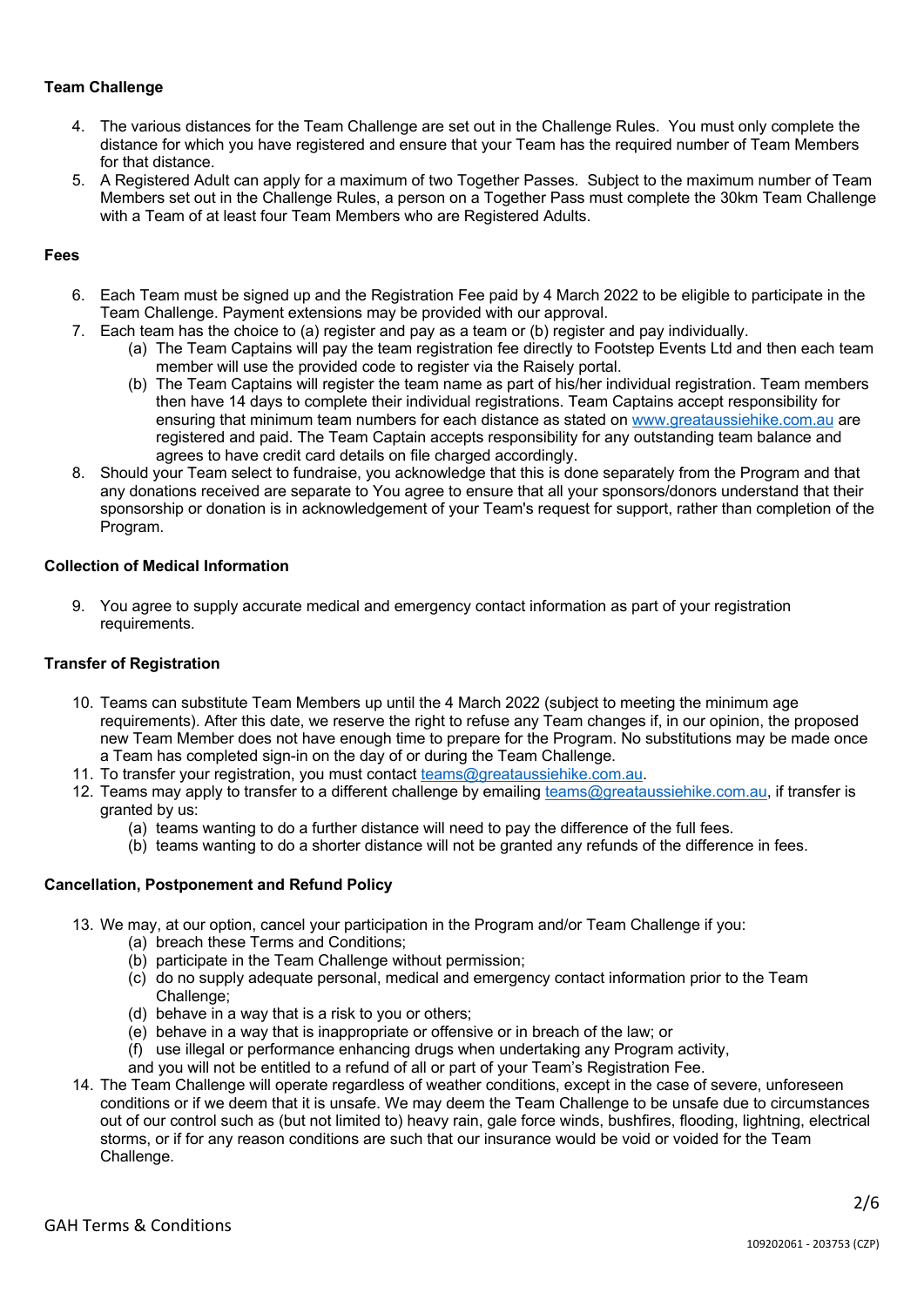**Team Challenge**

4. The various distances for the Team Challenge are set out in the Challenge Rules. You must only complete the distance for which you have registered and ensure that your Team has the required number of Team Members for that distance.
5. A Registered Adult can apply for a maximum of two Together Passes. Subject to the maximum number of Team Members set out in the Challenge Rules, a person on a Together Pass must complete the 30km Team Challenge with a Team of at least four Team Members who are Registered Adults.

**Fees**

6. Each Team must be signed up and the Registration Fee paid by 4 March 2022 to be eligible to participate in the Team Challenge. Payment extensions may be provided with our approval.
7. Each team has the choice to (a) register and pay as a team or (b) register and pay individually.
   (a) The Team Captains will pay the team registration fee directly to Footstep Events Ltd and then each team member will use the provided code to register via the Raisely portal.
   (b) The Team Captains will register the team name as part of his/her individual registration. Team members then have 14 days to complete their individual registrations. Team Captains accept responsibility for ensuring that minimum team numbers for each distance as stated on www.greataussiehike.com.au are registered and paid. The Team Captain accepts responsibility for any outstanding team balance and agrees to have credit card details on file charged accordingly.
8. Should your Team select to fundraise, you acknowledge that this is done separately from the Program and that any donations received are separate to You agree to ensure that all your sponsors/donors understand that their sponsorship or donation is in acknowledgement of your Team's request for support, rather than completion of the Program.

**Collection of Medical Information**

9. You agree to supply accurate medical and emergency contact information as part of your registration requirements.

**Transfer of Registration**

10. Teams can substitute Team Members up until the 4 March 2022 (subject to meeting the minimum age requirements). After this date, we reserve the right to refuse any Team changes if, in our opinion, the proposed new Team Member does not have enough time to prepare for the Program. No substitutions may be made once a Team has completed sign-in on the day of or during the Team Challenge.
11. To transfer your registration, you must contact teams@greataussiehike.com.au.
12. Teams may apply to transfer to a different challenge by emailing teams@greataussiehike.com.au, if transfer is granted by us:
    (a) teams wanting to do a further distance will need to pay the difference of the full fees.
    (b) teams wanting to do a shorter distance will not be granted any refunds of the difference in fees.

**Cancellation, Postponement and Refund Policy**

13. We may, at our option, cancel your participation in the Program and/or Team Challenge if you:
    (a) breach these Terms and Conditions;
    (b) participate in the Team Challenge without permission;
    (c) do no supply adequate personal, medical and emergency contact information prior to the Team Challenge;
    (d) behave in a way that is a risk to you or others;
    (e) behave in a way that is inappropriate or offensive or in breach of the law; or
    (f) use illegal or performance enhancing drugs when undertaking any Program activity,

    and you will not be entitled to a refund of all or part of your Team's Registration Fee.
14. The Team Challenge will operate regardless of weather conditions, except in the case of severe, unforeseen conditions or if we deem that it is unsafe. We may deem the Team Challenge to be unsafe due to circumstances out of our control such as (but not limited to) heavy rain, gale force winds, bushfires, flooding, lightning, electrical storms, or if for any reason conditions are such that our insurance would be void or voided for the Team Challenge.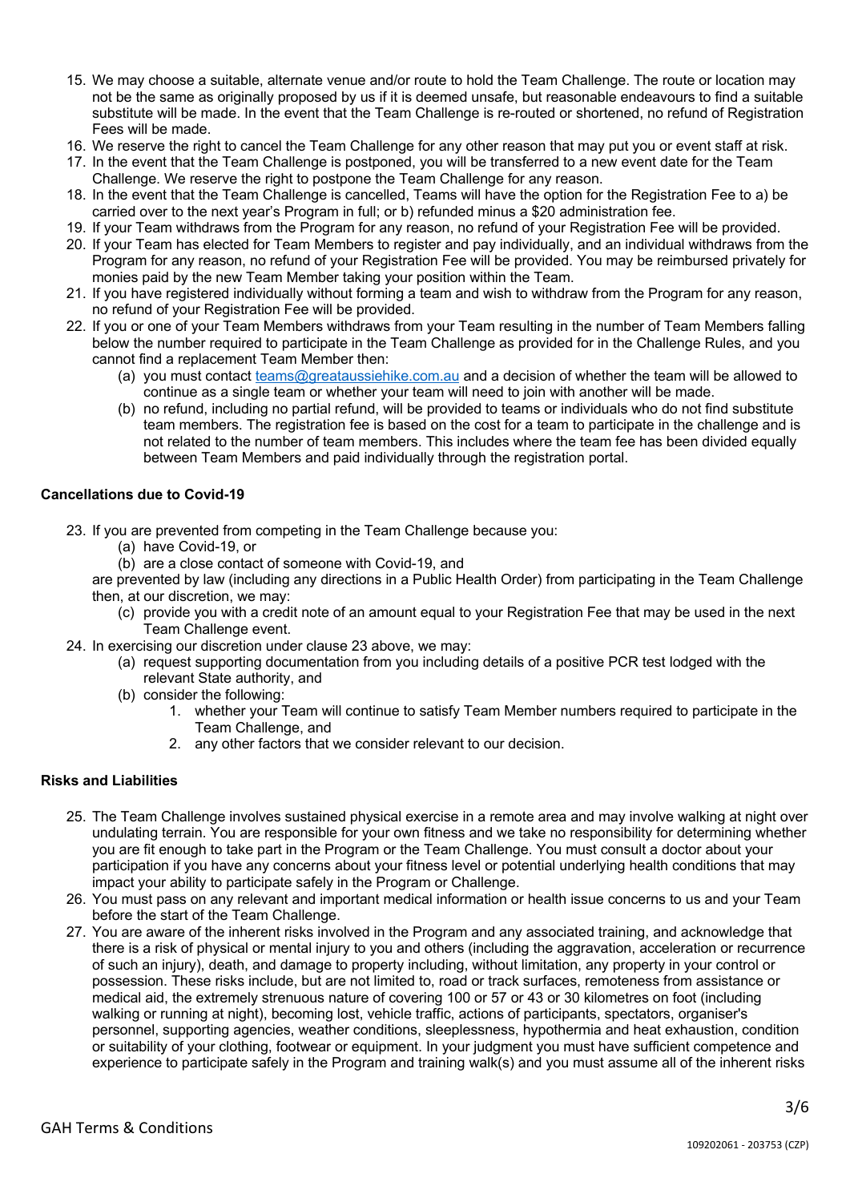15. We may choose a suitable, alternate venue and/or route to hold the Team Challenge. The route or location may not be the same as originally proposed by us if it is deemed unsafe, but reasonable endeavours to find a suitable substitute will be made. In the event that the Team Challenge is re-routed or shortened, no refund of Registration Fees will be made.
16. We reserve the right to cancel the Team Challenge for any other reason that may put you or event staff at risk.
17. In the event that the Team Challenge is postponed, you will be transferred to a new event date for the Team Challenge. We reserve the right to postpone the Team Challenge for any reason.
18. In the event that the Team Challenge is cancelled, Teams will have the option for the Registration Fee to a) be carried over to the next year's Program in full; or b) refunded minus a $20 administration fee.
19. If your Team withdraws from the Program for any reason, no refund of your Registration Fee will be provided.
20. If your Team has elected for Team Members to register and pay individually, and an individual withdraws from the Program for any reason, no refund of your Registration Fee will be provided. You may be reimbursed privately for monies paid by the new Team Member taking your position within the Team.
21. If you have registered individually without forming a team and wish to withdraw from the Program for any reason, no refund of your Registration Fee will be provided.
22. If you or one of your Team Members withdraws from your Team resulting in the number of Team Members falling below the number required to participate in the Team Challenge as provided for in the Challenge Rules, and you cannot find a replacement Team Member then:
    (a) you must contact teams@greataussiehike.com.au and a decision of whether the team will be allowed to continue as a single team or whether your team will need to join with another will be made.
    (b) no refund, including no partial refund, will be provided to teams or individuals who do not find substitute team members. The registration fee is based on the cost for a team to participate in the challenge and is not related to the number of team members. This includes where the team fee has been divided equally between Team Members and paid individually through the registration portal.

**Cancellations due to Covid-19**

23. If you are prevented from competing in the Team Challenge because you:
    (a) have Covid-19, or
    (b) are a close contact of someone with Covid-19, and

    are prevented by law (including any directions in a Public Health Order) from participating in the Team Challenge then, at our discretion, we may:

    (c) provide you with a credit note of an amount equal to your Registration Fee that may be used in the next Team Challenge event.
24. In exercising our discretion under clause 23 above, we may:
    (a) request supporting documentation from you including details of a positive PCR test lodged with the relevant State authority, and
    (b) consider the following:
        1. whether your Team will continue to satisfy Team Member numbers required to participate in the Team Challenge, and
        2. any other factors that we consider relevant to our decision.

**Risks and Liabilities**

25. The Team Challenge involves sustained physical exercise in a remote area and may involve walking at night over undulating terrain. You are responsible for your own fitness and we take no responsibility for determining whether you are fit enough to take part in the Program or the Team Challenge. You must consult a doctor about your participation if you have any concerns about your fitness level or potential underlying health conditions that may impact your ability to participate safely in the Program or Challenge.
26. You must pass on any relevant and important medical information or health issue concerns to us and your Team before the start of the Team Challenge.
27. You are aware of the inherent risks involved in the Program and any associated training, and acknowledge that there is a risk of physical or mental injury to you and others (including the aggravation, acceleration or recurrence of such an injury), death, and damage to property including, without limitation, any property in your control or possession. These risks include, but are not limited to, road or track surfaces, remoteness from assistance or medical aid, the extremely strenuous nature of covering 100 or 57 or 43 or 30 kilometres on foot (including walking or running at night), becoming lost, vehicle traffic, actions of participants, spectators, organiser's personnel, supporting agencies, weather conditions, sleeplessness, hypothermia and heat exhaustion, condition or suitability of your clothing, footwear or equipment. In your judgment you must have sufficient competence and experience to participate safely in the Program and training walk(s) and you must assume all of the inherent risks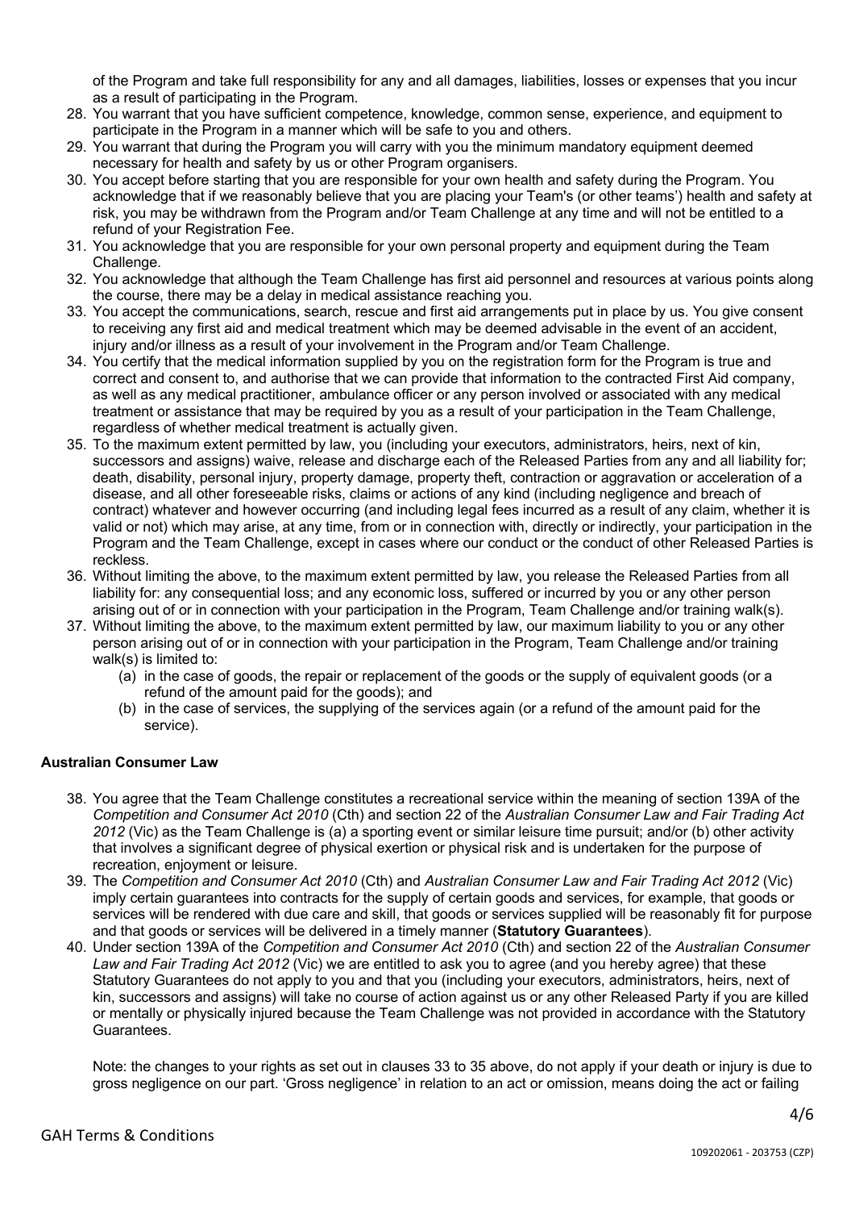of the Program and take full responsibility for any and all damages, liabilities, losses or expenses that you incur as a result of participating in the Program.

28. You warrant that you have sufficient competence, knowledge, common sense, experience, and equipment to participate in the Program in a manner which will be safe to you and others.
29. You warrant that during the Program you will carry with you the minimum mandatory equipment deemed necessary for health and safety by us or other Program organisers.
30. You accept before starting that you are responsible for your own health and safety during the Program. You acknowledge that if we reasonably believe that you are placing your Team's (or other teams') health and safety at risk, you may be withdrawn from the Program and/or Team Challenge at any time and will not be entitled to a refund of your Registration Fee.
31. You acknowledge that you are responsible for your own personal property and equipment during the Team Challenge.
32. You acknowledge that although the Team Challenge has first aid personnel and resources at various points along the course, there may be a delay in medical assistance reaching you.
33. You accept the communications, search, rescue and first aid arrangements put in place by us. You give consent to receiving any first aid and medical treatment which may be deemed advisable in the event of an accident, injury and/or illness as a result of your involvement in the Program and/or Team Challenge.
34. You certify that the medical information supplied by you on the registration form for the Program is true and correct and consent to, and authorise that we can provide that information to the contracted First Aid company, as well as any medical practitioner, ambulance officer or any person involved or associated with any medical treatment or assistance that may be required by you as a result of your participation in the Team Challenge, regardless of whether medical treatment is actually given.
35. To the maximum extent permitted by law, you (including your executors, administrators, heirs, next of kin, successors and assigns) waive, release and discharge each of the Released Parties from any and all liability for; death, disability, personal injury, property damage, property theft, contraction or aggravation or acceleration of a disease, and all other foreseeable risks, claims or actions of any kind (including negligence and breach of contract) whatever and however occurring (and including legal fees incurred as a result of any claim, whether it is valid or not) which may arise, at any time, from or in connection with, directly or indirectly, your participation in the Program and the Team Challenge, except in cases where our conduct or the conduct of other Released Parties is reckless.
36. Without limiting the above, to the maximum extent permitted by law, you release the Released Parties from all liability for: any consequential loss; and any economic loss, suffered or incurred by you or any other person arising out of or in connection with your participation in the Program, Team Challenge and/or training walk(s).
37. Without limiting the above, to the maximum extent permitted by law, our maximum liability to you or any other person arising out of or in connection with your participation in the Program, Team Challenge and/or training walk(s) is limited to:
    (a) in the case of goods, the repair or replacement of the goods or the supply of equivalent goods (or a refund of the amount paid for the goods); and
    (b) in the case of services, the supplying of the services again (or a refund of the amount paid for the service).

**Australian Consumer Law**

38. You agree that the Team Challenge constitutes a recreational service within the meaning of section 139A of the *Competition and Consumer Act 2010* (Cth) and section 22 of the *Australian Consumer Law and Fair Trading Act 2012* (Vic) as the Team Challenge is (a) a sporting event or similar leisure time pursuit; and/or (b) other activity that involves a significant degree of physical exertion or physical risk and is undertaken for the purpose of recreation, enjoyment or leisure.
39. The *Competition and Consumer Act 2010* (Cth) and *Australian Consumer Law and Fair Trading Act 2012* (Vic) imply certain guarantees into contracts for the supply of certain goods and services, for example, that goods or services will be rendered with due care and skill, that goods or services supplied will be reasonably fit for purpose and that goods or services will be delivered in a timely manner (**Statutory Guarantees**).
40. Under section 139A of the *Competition and Consumer Act 2010* (Cth) and section 22 of the *Australian Consumer Law and Fair Trading Act 2012* (Vic) we are entitled to ask you to agree (and you hereby agree) that these Statutory Guarantees do not apply to you and that you (including your executors, administrators, heirs, next of kin, successors and assigns) will take no course of action against us or any other Released Party if you are killed or mentally or physically injured because the Team Challenge was not provided in accordance with the Statutory Guarantees.

    Note: the changes to your rights as set out in clauses 33 to 35 above, do not apply if your death or injury is due to gross negligence on our part. 'Gross negligence' in relation to an act or omission, means doing the act or failing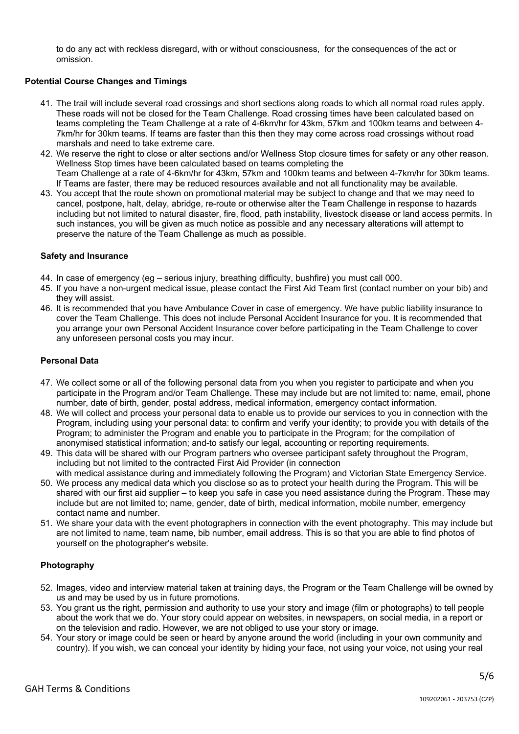to do any act with reckless disregard, with or without consciousness, for the consequences of the act or omission.

### Potential Course Changes and Timings

41. The trail will include several road crossings and short sections along roads to which all normal road rules apply. These roads will not be closed for the Team Challenge. Road crossing times have been calculated based on teams completing the Team Challenge at a rate of 4-6km/hr for 43km, 57km and 100km teams and between 4-7km/hr for 30km teams. If teams are faster than this then they may come across road crossings without road marshals and need to take extreme care.
42. We reserve the right to close or alter sections and/or Wellness Stop closure times for safety or any other reason. Wellness Stop times have been calculated based on teams completing the Team Challenge at a rate of 4-6km/hr for 43km, 57km and 100km teams and between 4-7km/hr for 30km teams. If Teams are faster, there may be reduced resources available and not all functionality may be available.
43. You accept that the route shown on promotional material may be subject to change and that we may need to cancel, postpone, halt, delay, abridge, re-route or otherwise alter the Team Challenge in response to hazards including but not limited to natural disaster, fire, flood, path instability, livestock disease or land access permits. In such instances, you will be given as much notice as possible and any necessary alterations will attempt to preserve the nature of the Team Challenge as much as possible.

### Safety and Insurance

44. In case of emergency (eg – serious injury, breathing difficulty, bushfire) you must call 000.
45. If you have a non-urgent medical issue, please contact the First Aid Team first (contact number on your bib) and they will assist.
46. It is recommended that you have Ambulance Cover in case of emergency. We have public liability insurance to cover the Team Challenge. This does not include Personal Accident Insurance for you. It is recommended that you arrange your own Personal Accident Insurance cover before participating in the Team Challenge to cover any unforeseen personal costs you may incur.

### Personal Data

47. We collect some or all of the following personal data from you when you register to participate and when you participate in the Program and/or Team Challenge. These may include but are not limited to: name, email, phone number, date of birth, gender, postal address, medical information, emergency contact information.
48. We will collect and process your personal data to enable us to provide our services to you in connection with the Program, including using your personal data: to confirm and verify your identity; to provide you with details of the Program; to administer the Program and enable you to participate in the Program; for the compilation of anonymised statistical information; and-to satisfy our legal, accounting or reporting requirements.
49. This data will be shared with our Program partners who oversee participant safety throughout the Program, including but not limited to the contracted First Aid Provider (in connection with medical assistance during and immediately following the Program) and Victorian State Emergency Service.
50. We process any medical data which you disclose so as to protect your health during the Program. This will be shared with our first aid supplier – to keep you safe in case you need assistance during the Program. These may include but are not limited to; name, gender, date of birth, medical information, mobile number, emergency contact name and number.
51. We share your data with the event photographers in connection with the event photography. This may include but are not limited to name, team name, bib number, email address. This is so that you are able to find photos of yourself on the photographer's website.

### Photography

52. Images, video and interview material taken at training days, the Program or the Team Challenge will be owned by us and may be used by us in future promotions.
53. You grant us the right, permission and authority to use your story and image (film or photographs) to tell people about the work that we do. Your story could appear on websites, in newspapers, on social media, in a report or on the television and radio. However, we are not obliged to use your story or image.
54. Your story or image could be seen or heard by anyone around the world (including in your own community and country). If you wish, we can conceal your identity by hiding your face, not using your voice, not using your real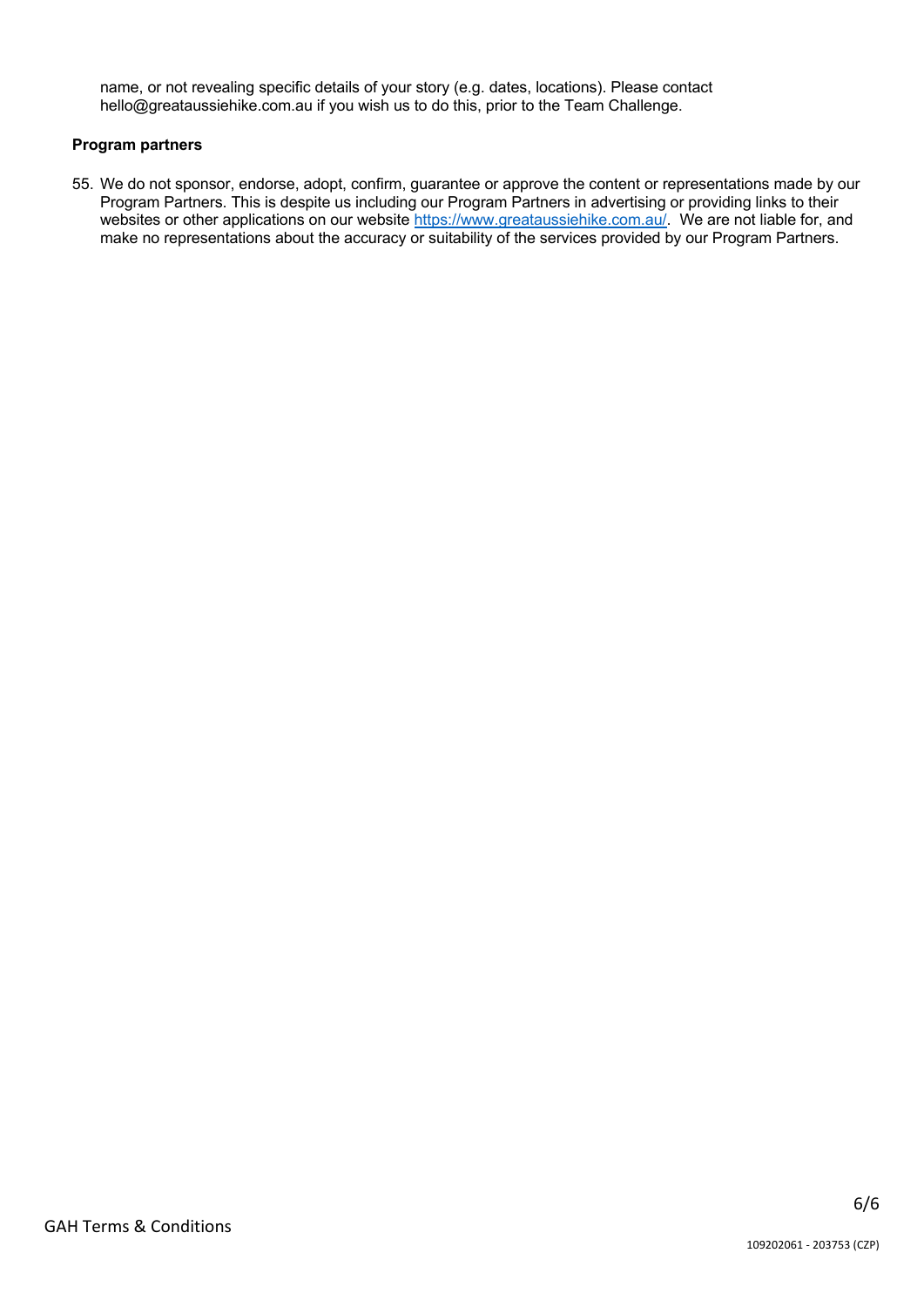name, or not revealing specific details of your story (e.g. dates, locations). Please contact hello@greataussiehike.com.au if you wish us to do this, prior to the Team Challenge.

**Program partners**

55. We do not sponsor, endorse, adopt, confirm, guarantee or approve the content or representations made by our Program Partners. This is despite us including our Program Partners in advertising or providing links to their websites or other applications on our website https://www.greataussiehike.com.au/. We are not liable for, and make no representations about the accuracy or suitability of the services provided by our Program Partners.